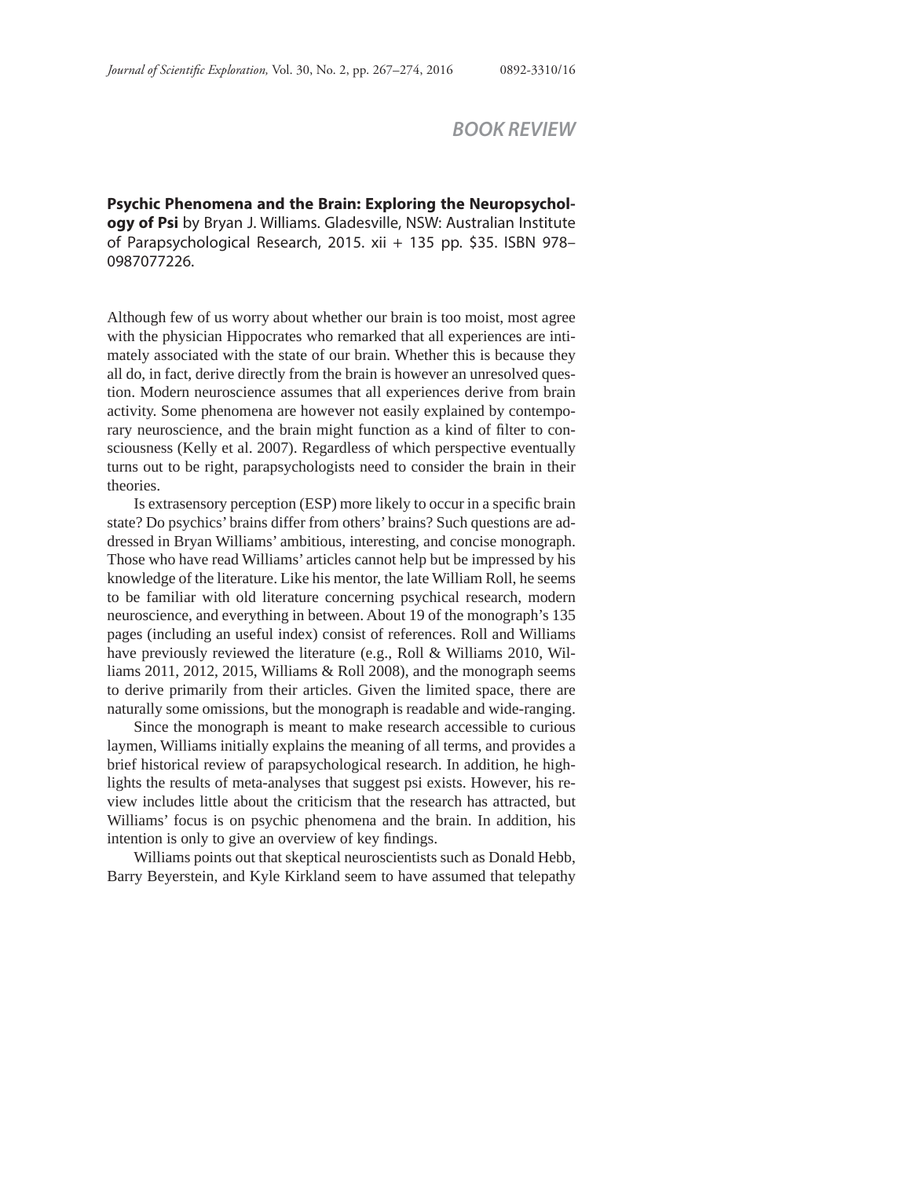## BOOK REVIEW

**Psychic Phenomena and the Brain: Exploring the Neuropsychology of Psi** by Bryan J. Williams. Gladesville, NSW: Australian Institute of Parapsychological Research, 2015. xii + 135 pp. $35. ISBN 978–0987077226.

Although few of us worry about whether our brain is too moist, most agree with the physician Hippocrates who remarked that all experiences are intimately associated with the state of our brain. Whether this is because they all do, in fact, derive directly from the brain is however an unresolved question. Modern neuroscience assumes that all experiences derive from brain activity. Some phenomena are however not easily explained by contemporary neuroscience, and the brain might function as a kind of filter to consciousness (Kelly et al. 2007). Regardless of which perspective eventually turns out to be right, parapsychologists need to consider the brain in their theories.

Is extrasensory perception (ESP) more likely to occur in a specific brain state? Do psychics' brains differ from others' brains? Such questions are addressed in Bryan Williams' ambitious, interesting, and concise monograph. Those who have read Williams' articles cannot help but be impressed by his knowledge of the literature. Like his mentor, the late William Roll, he seems to be familiar with old literature concerning psychical research, modern neuroscience, and everything in between. About 19 of the monograph's 135 pages (including an useful index) consist of references. Roll and Williams have previously reviewed the literature (e.g., Roll & Williams 2010, Williams 2011, 2012, 2015, Williams & Roll 2008), and the monograph seems to derive primarily from their articles. Given the limited space, there are naturally some omissions, but the monograph is readable and wide-ranging.

Since the monograph is meant to make research accessible to curious laymen, Williams initially explains the meaning of all terms, and provides a brief historical review of parapsychological research. In addition, he highlights the results of meta-analyses that suggest psi exists. However, his review includes little about the criticism that the research has attracted, but Williams' focus is on psychic phenomena and the brain. In addition, his intention is only to give an overview of key findings.

Williams points out that skeptical neuroscientists such as Donald Hebb, Barry Beyerstein, and Kyle Kirkland seem to have assumed that telepathy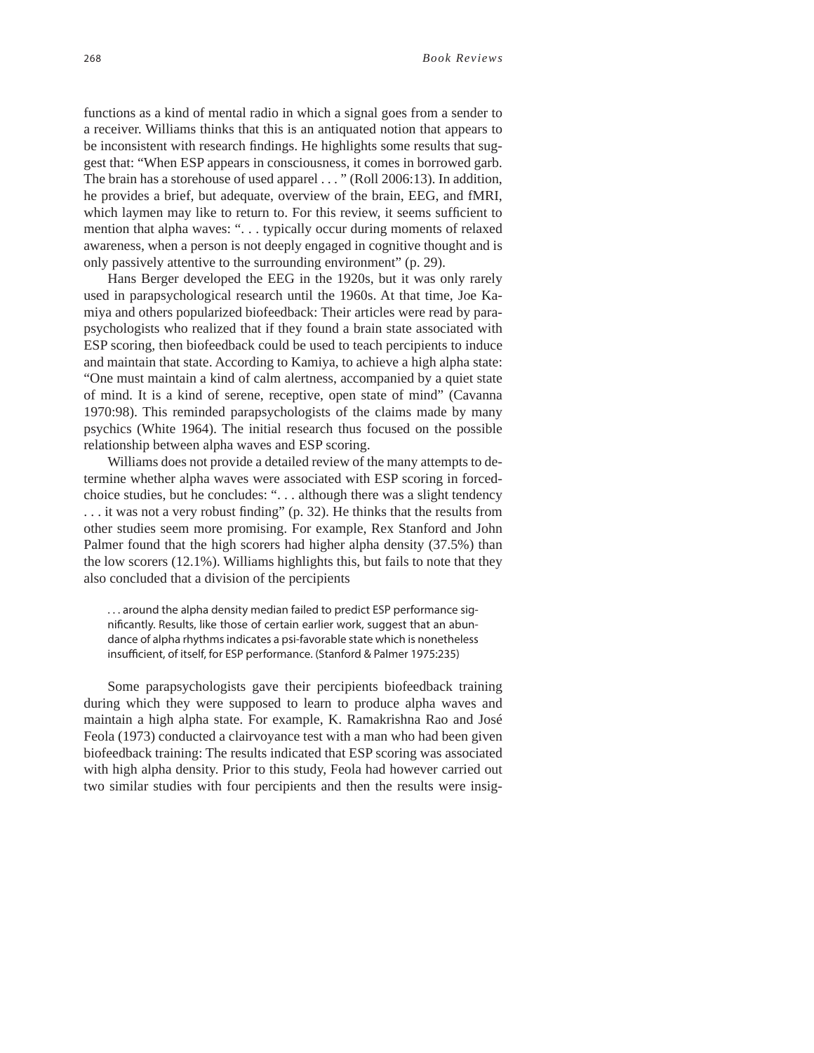functions as a kind of mental radio in which a signal goes from a sender to a receiver. Williams thinks that this is an antiquated notion that appears to be inconsistent with research findings. He highlights some results that suggest that: "When ESP appears in consciousness, it comes in borrowed garb. The brain has a storehouse of used apparel . . . " (Roll 2006:13). In addition, he provides a brief, but adequate, overview of the brain, EEG, and fMRI, which laymen may like to return to. For this review, it seems sufficient to mention that alpha waves: ". . . typically occur during moments of relaxed awareness, when a person is not deeply engaged in cognitive thought and is only passively attentive to the surrounding environment" (p. 29).

Hans Berger developed the EEG in the 1920s, but it was only rarely used in parapsychological research until the 1960s. At that time, Joe Kamiya and others popularized biofeedback: Their articles were read by parapsychologists who realized that if they found a brain state associated with ESP scoring, then biofeedback could be used to teach percipients to induce and maintain that state. According to Kamiya, to achieve a high alpha state: "One must maintain a kind of calm alertness, accompanied by a quiet state of mind. It is a kind of serene, receptive, open state of mind" (Cavanna 1970:98). This reminded parapsychologists of the claims made by many psychics (White 1964). The initial research thus focused on the possible relationship between alpha waves and ESP scoring.

Williams does not provide a detailed review of the many attempts to determine whether alpha waves were associated with ESP scoring in forced-choice studies, but he concludes: ". . . although there was a slight tendency . . . it was not a very robust finding" (p. 32). He thinks that the results from other studies seem more promising. For example, Rex Stanford and John Palmer found that the high scorers had higher alpha density (37.5%) than the low scorers (12.1%). Williams highlights this, but fails to note that they also concluded that a division of the percipients

> . . . around the alpha density median failed to predict ESP performance significantly. Results, like those of certain earlier work, suggest that an abundance of alpha rhythms indicates a psi-favorable state which is nonetheless insufficient, of itself, for ESP performance. (Stanford & Palmer 1975:235)

Some parapsychologists gave their percipients biofeedback training during which they were supposed to learn to produce alpha waves and maintain a high alpha state. For example, K. Ramakrishna Rao and José Feola (1973) conducted a clairvoyance test with a man who had been given biofeedback training: The results indicated that ESP scoring was associated with high alpha density. Prior to this study, Feola had however carried out two similar studies with four percipients and then the results were insig-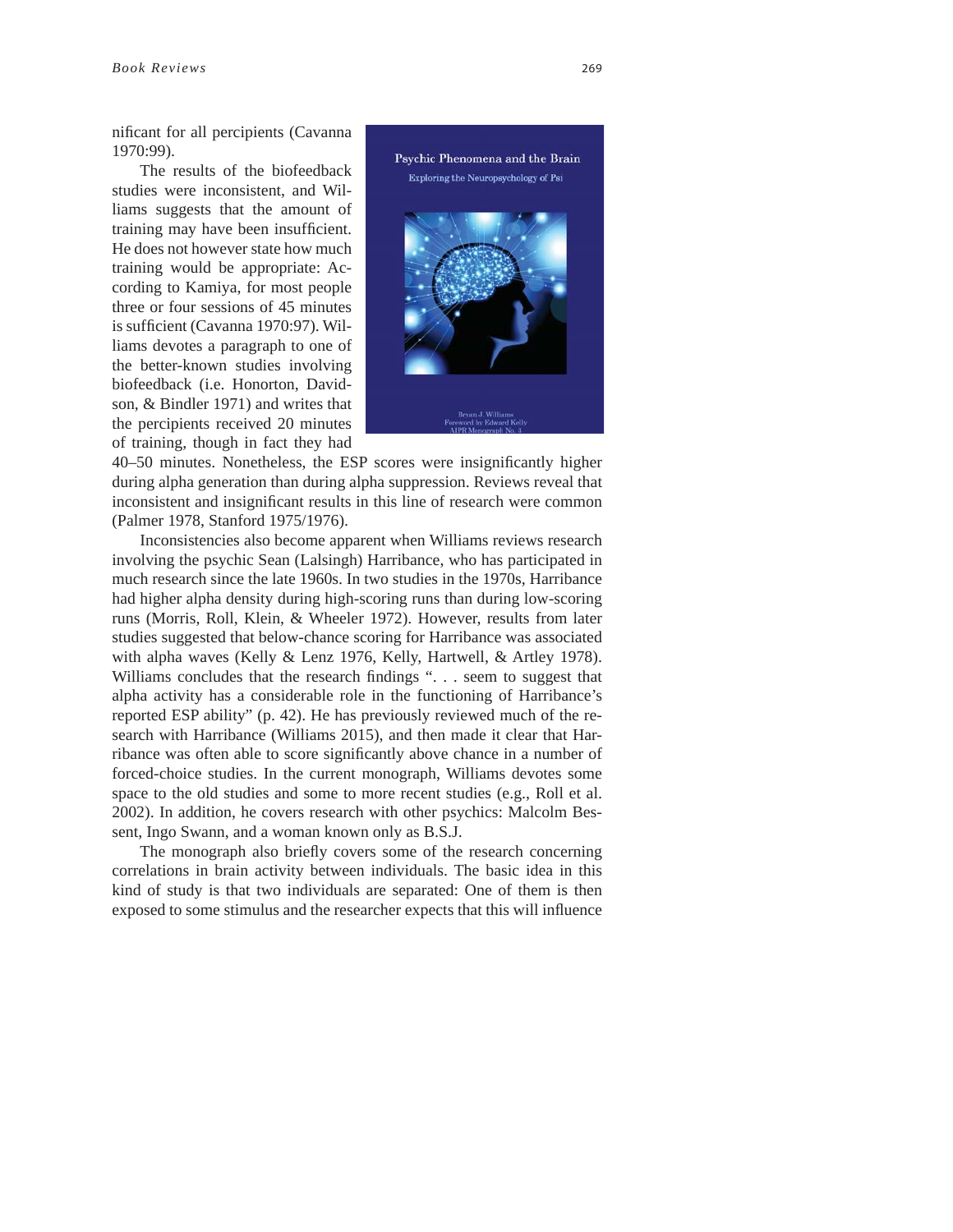nificant for all percipients (Cavanna 1970:99).

The results of the biofeedback studies were inconsistent, and Williams suggests that the amount of training may have been insufficient. He does not however state how much training would be appropriate: According to Kamiya, for most people three or four sessions of 45 minutes is sufficient (Cavanna 1970:97). Williams devotes a paragraph to one of the better-known studies involving biofeedback (i.e. Honorton, Davidson, & Bindler 1971) and writes that the percipients received 20 minutes of training, though in fact they had 40–50 minutes. Nonetheless, the ESP scores were insignificantly higher during alpha generation than during alpha suppression. Reviews reveal that inconsistent and insignificant results in this line of research were common (Palmer 1978, Stanford 1975/1976).

Inconsistencies also become apparent when Williams reviews research involving the psychic Sean (Lalsingh) Harribance, who has participated in much research since the late 1960s. In two studies in the 1970s, Harribance had higher alpha density during high-scoring runs than during low-scoring runs (Morris, Roll, Klein, & Wheeler 1972). However, results from later studies suggested that below-chance scoring for Harribance was associated with alpha waves (Kelly & Lenz 1976, Kelly, Hartwell, & Artley 1978). Williams concludes that the research findings ". . . seem to suggest that alpha activity has a considerable role in the functioning of Harribance's reported ESP ability" (p. 42). He has previously reviewed much of the research with Harribance (Williams 2015), and then made it clear that Harribance was often able to score significantly above chance in a number of forced-choice studies. In the current monograph, Williams devotes some space to the old studies and some to more recent studies (e.g., Roll et al. 2002). In addition, he covers research with other psychics: Malcolm Bessent, Ingo Swann, and a woman known only as B.S.J.

The monograph also briefly covers some of the research concerning correlations in brain activity between individuals. The basic idea in this kind of study is that two individuals are separated: One of them is then exposed to some stimulus and the researcher expects that this will influence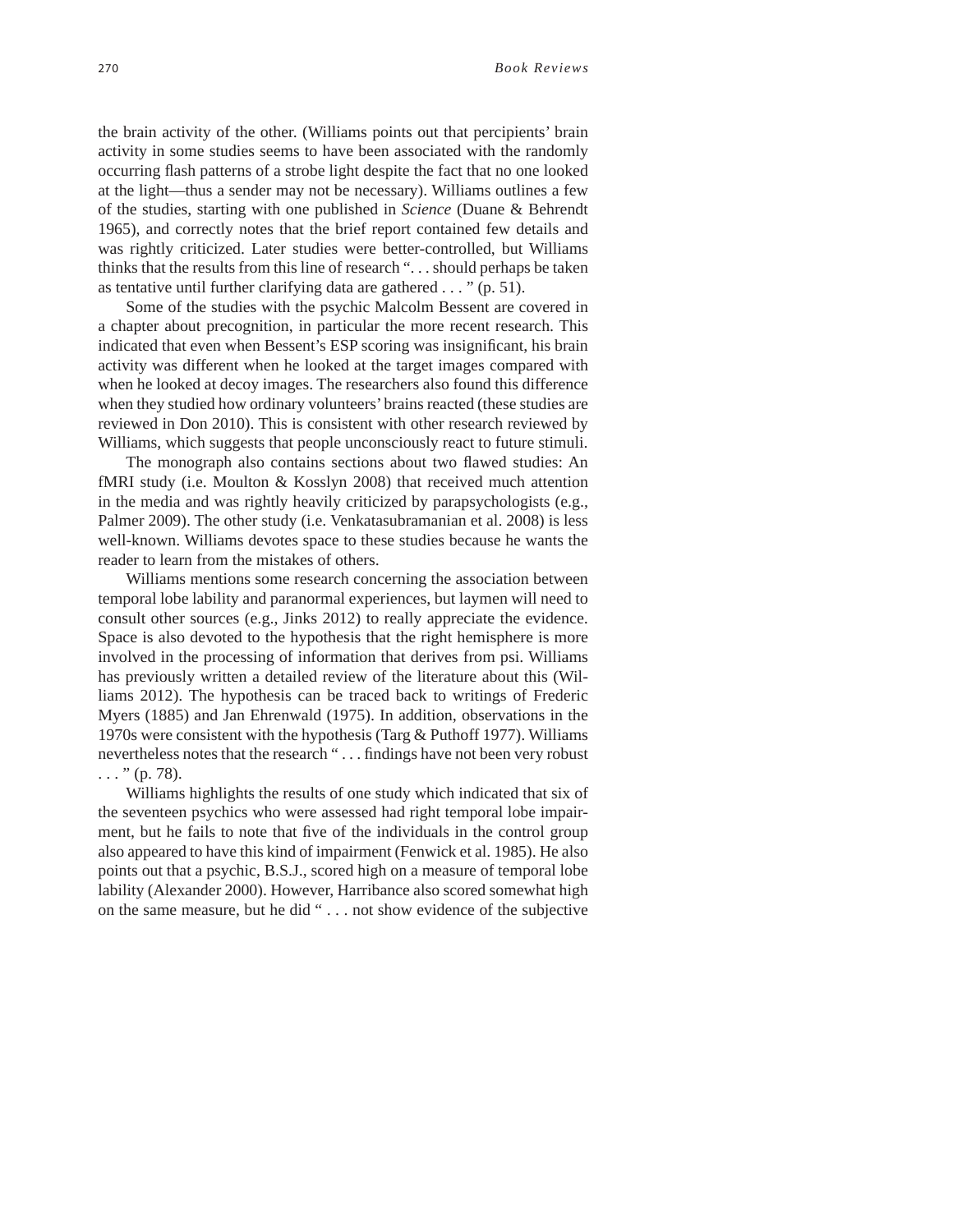the brain activity of the other. (Williams points out that percipients' brain activity in some studies seems to have been associated with the randomly occurring flash patterns of a strobe light despite the fact that no one looked at the light—thus a sender may not be necessary). Williams outlines a few of the studies, starting with one published in *Science* (Duane & Behrendt 1965), and correctly notes that the brief report contained few details and was rightly criticized. Later studies were better-controlled, but Williams thinks that the results from this line of research ". . . should perhaps be taken as tentative until further clarifying data are gathered . . . " (p. 51).

Some of the studies with the psychic Malcolm Bessent are covered in a chapter about precognition, in particular the more recent research. This indicated that even when Bessent's ESP scoring was insignificant, his brain activity was different when he looked at the target images compared with when he looked at decoy images. The researchers also found this difference when they studied how ordinary volunteers' brains reacted (these studies are reviewed in Don 2010). This is consistent with other research reviewed by Williams, which suggests that people unconsciously react to future stimuli.

The monograph also contains sections about two flawed studies: An fMRI study (i.e. Moulton & Kosslyn 2008) that received much attention in the media and was rightly heavily criticized by parapsychologists (e.g., Palmer 2009). The other study (i.e. Venkatasubramanian et al. 2008) is less well-known. Williams devotes space to these studies because he wants the reader to learn from the mistakes of others.

Williams mentions some research concerning the association between temporal lobe lability and paranormal experiences, but laymen will need to consult other sources (e.g., Jinks 2012) to really appreciate the evidence. Space is also devoted to the hypothesis that the right hemisphere is more involved in the processing of information that derives from psi. Williams has previously written a detailed review of the literature about this (Williams 2012). The hypothesis can be traced back to writings of Frederic Myers (1885) and Jan Ehrenwald (1975). In addition, observations in the 1970s were consistent with the hypothesis (Targ & Puthoff 1977). Williams nevertheless notes that the research " . . . findings have not been very robust . . . " (p. 78).

Williams highlights the results of one study which indicated that six of the seventeen psychics who were assessed had right temporal lobe impairment, but he fails to note that five of the individuals in the control group also appeared to have this kind of impairment (Fenwick et al. 1985). He also points out that a psychic, B.S.J., scored high on a measure of temporal lobe lability (Alexander 2000). However, Harribance also scored somewhat high on the same measure, but he did " . . . not show evidence of the subjective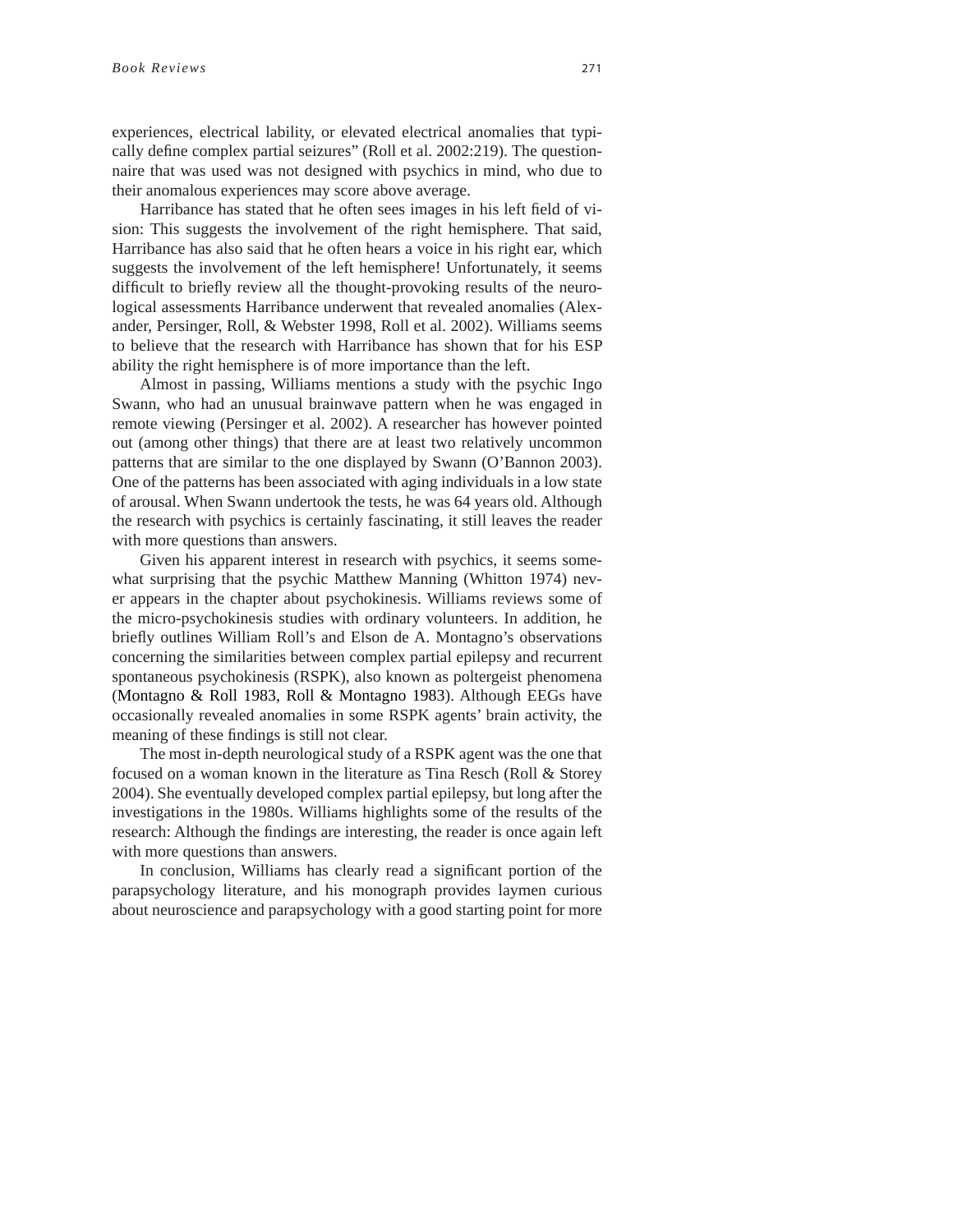experiences, electrical lability, or elevated electrical anomalies that typically define complex partial seizures" (Roll et al. 2002:219). The questionnaire that was used was not designed with psychics in mind, who due to their anomalous experiences may score above average.

Harribance has stated that he often sees images in his left field of vision: This suggests the involvement of the right hemisphere. That said, Harribance has also said that he often hears a voice in his right ear, which suggests the involvement of the left hemisphere! Unfortunately, it seems difficult to briefly review all the thought-provoking results of the neurological assessments Harribance underwent that revealed anomalies (Alexander, Persinger, Roll, & Webster 1998, Roll et al. 2002). Williams seems to believe that the research with Harribance has shown that for his ESP ability the right hemisphere is of more importance than the left.

Almost in passing, Williams mentions a study with the psychic Ingo Swann, who had an unusual brainwave pattern when he was engaged in remote viewing (Persinger et al. 2002). A researcher has however pointed out (among other things) that there are at least two relatively uncommon patterns that are similar to the one displayed by Swann (O'Bannon 2003). One of the patterns has been associated with aging individuals in a low state of arousal. When Swann undertook the tests, he was 64 years old. Although the research with psychics is certainly fascinating, it still leaves the reader with more questions than answers.

Given his apparent interest in research with psychics, it seems somewhat surprising that the psychic Matthew Manning (Whitton 1974) never appears in the chapter about psychokinesis. Williams reviews some of the micro-psychokinesis studies with ordinary volunteers. In addition, he briefly outlines William Roll's and Elson de A. Montagno's observations concerning the similarities between complex partial epilepsy and recurrent spontaneous psychokinesis (RSPK), also known as poltergeist phenomena (Montagno & Roll 1983, Roll & Montagno 1983). Although EEGs have occasionally revealed anomalies in some RSPK agents' brain activity, the meaning of these findings is still not clear.

The most in-depth neurological study of a RSPK agent was the one that focused on a woman known in the literature as Tina Resch (Roll & Storey 2004). She eventually developed complex partial epilepsy, but long after the investigations in the 1980s. Williams highlights some of the results of the research: Although the findings are interesting, the reader is once again left with more questions than answers.

In conclusion, Williams has clearly read a significant portion of the parapsychology literature, and his monograph provides laymen curious about neuroscience and parapsychology with a good starting point for more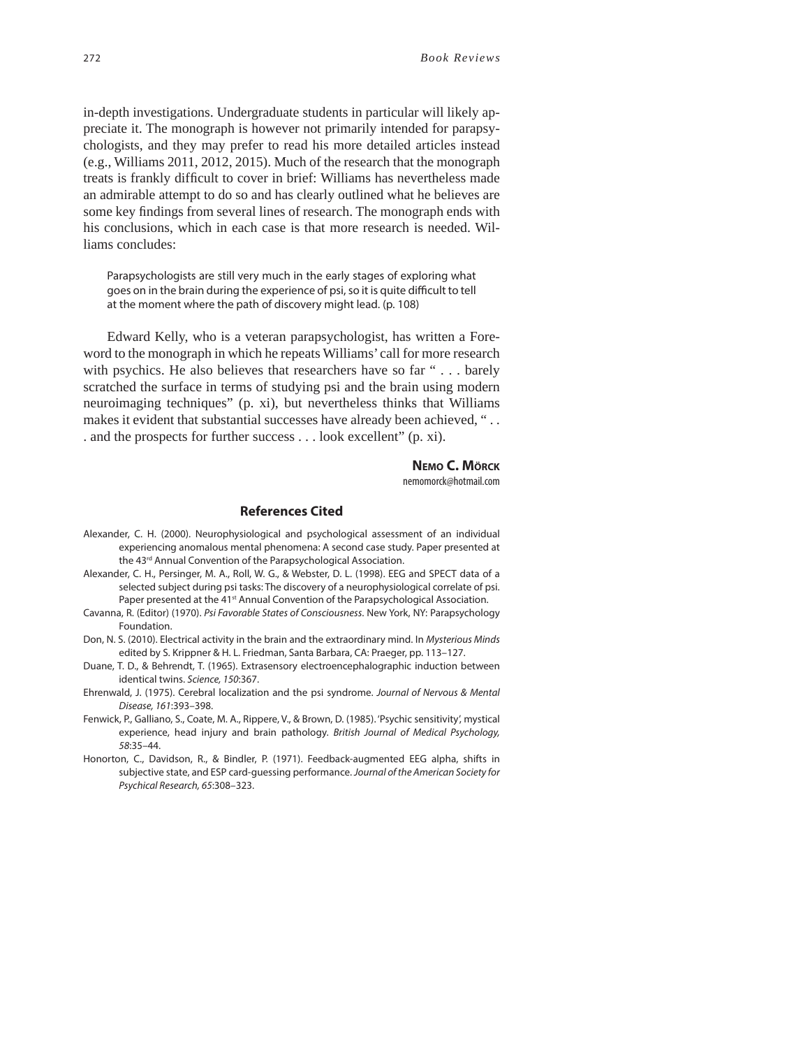in-depth investigations. Undergraduate students in particular will likely appreciate it. The monograph is however not primarily intended for parapsychologists, and they may prefer to read his more detailed articles instead (e.g., Williams 2011, 2012, 2015). Much of the research that the monograph treats is frankly difficult to cover in brief: Williams has nevertheless made an admirable attempt to do so and has clearly outlined what he believes are some key findings from several lines of research. The monograph ends with his conclusions, which in each case is that more research is needed. Williams concludes:

> Parapsychologists are still very much in the early stages of exploring what goes on in the brain during the experience of psi, so it is quite difficult to tell at the moment where the path of discovery might lead. (p. 108)

Edward Kelly, who is a veteran parapsychologist, has written a Foreword to the monograph in which he repeats Williams' call for more research with psychics. He also believes that researchers have so far " . . . barely scratched the surface in terms of studying psi and the brain using modern neuroimaging techniques" (p. xi), but nevertheless thinks that Williams makes it evident that substantial successes have already been achieved, " . . . and the prospects for further success . . . look excellent" (p. xi).

**Nemo C. Mörck**
nemomorck@hotmail.com

## References Cited

Alexander, C. H. (2000). Neurophysiological and psychological assessment of an individual experiencing anomalous mental phenomena: A second case study. Paper presented at the 43rd Annual Convention of the Parapsychological Association.

Alexander, C. H., Persinger, M. A., Roll, W. G., & Webster, D. L. (1998). EEG and SPECT data of a selected subject during psi tasks: The discovery of a neurophysiological correlate of psi. Paper presented at the 41st Annual Convention of the Parapsychological Association.

Cavanna, R. (Editor) (1970). *Psi Favorable States of Consciousness*. New York, NY: Parapsychology Foundation.

Don, N. S. (2010). Electrical activity in the brain and the extraordinary mind. In *Mysterious Minds* edited by S. Krippner & H. L. Friedman, Santa Barbara, CA: Praeger, pp. 113–127.

Duane, T. D., & Behrendt, T. (1965). Extrasensory electroencephalographic induction between identical twins. *Science, 150*:367.

Ehrenwald, J. (1975). Cerebral localization and the psi syndrome. *Journal of Nervous & Mental Disease, 161*:393–398.

Fenwick, P., Galliano, S., Coate, M. A., Rippere, V., & Brown, D. (1985). 'Psychic sensitivity', mystical experience, head injury and brain pathology. *British Journal of Medical Psychology, 58*:35–44.

Honorton, C., Davidson, R., & Bindler, P. (1971). Feedback-augmented EEG alpha, shifts in subjective state, and ESP card-guessing performance. *Journal of the American Society for Psychical Research, 65*:308–323.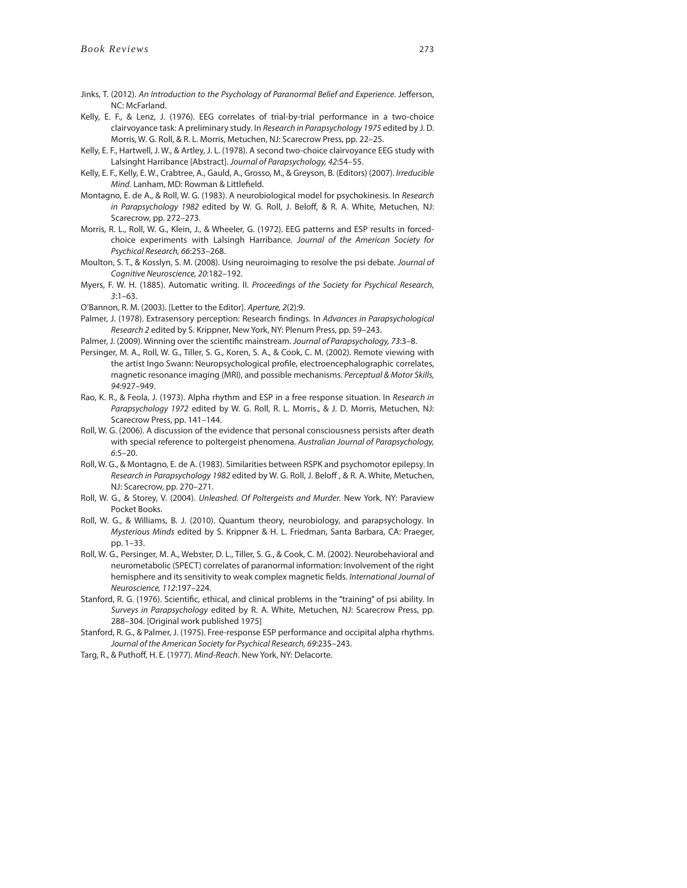Jinks, T. (2012). *An Introduction to the Psychology of Paranormal Belief and Experience*. Jefferson, NC: McFarland.

Kelly, E. F., & Lenz, J. (1976). EEG correlates of trial-by-trial performance in a two-choice clairvoyance task: A preliminary study. In *Research in Parapsychology 1975* edited by J. D. Morris, W. G. Roll, & R. L. Morris, Metuchen, NJ: Scarecrow Press, pp. 22–25.

Kelly, E. F., Hartwell, J. W., & Artley, J. L. (1978). A second two-choice clairvoyance EEG study with Lalsinght Harribance [Abstract]. *Journal of Parapsychology, 42*:54–55.

Kelly, E. F., Kelly, E. W., Crabtree, A., Gauld, A., Grosso, M., & Greyson, B. (Editors) (2007). *Irreducible Mind*. Lanham, MD: Rowman & Littlefield.

Montagno, E. de A., & Roll, W. G. (1983). A neurobiological model for psychokinesis. In *Research in Parapsychology 1982* edited by W. G. Roll, J. Beloff, & R. A. White, Metuchen, NJ: Scarecrow, pp. 272–273.

Morris, R. L., Roll, W. G., Klein, J., & Wheeler, G. (1972). EEG patterns and ESP results in forced-choice experiments with Lalsingh Harribance. *Journal of the American Society for Psychical Research, 66*:253–268.

Moulton, S. T., & Kosslyn, S. M. (2008). Using neuroimaging to resolve the psi debate. *Journal of Cognitive Neuroscience, 20*:182–192.

Myers, F. W. H. (1885). Automatic writing. II. *Proceedings of the Society for Psychical Research, 3*:1–63.

O'Bannon, R. M. (2003). [Letter to the Editor]. *Aperture, 2*(2):9.

Palmer, J. (1978). Extrasensory perception: Research findings. In *Advances in Parapsychological Research 2* edited by S. Krippner, New York, NY: Plenum Press, pp. 59–243.

Palmer, J. (2009). Winning over the scientific mainstream. *Journal of Parapsychology, 73*:3–8.

Persinger, M. A., Roll, W. G., Tiller, S. G., Koren, S. A., & Cook, C. M. (2002). Remote viewing with the artist Ingo Swann: Neuropsychological profile, electroencephalographic correlates, magnetic resonance imaging (MRI), and possible mechanisms. *Perceptual & Motor Skills, 94*:927–949.

Rao, K. R., & Feola, J. (1973). Alpha rhythm and ESP in a free response situation. In *Research in Parapsychology 1972* edited by W. G. Roll, R. L. Morris., & J. D. Morris, Metuchen, NJ: Scarecrow Press, pp. 141–144.

Roll, W. G. (2006). A discussion of the evidence that personal consciousness persists after death with special reference to poltergeist phenomena. *Australian Journal of Parapsychology, 6*:5–20.

Roll, W. G., & Montagno, E. de A. (1983). Similarities between RSPK and psychomotor epilepsy. In *Research in Parapsychology 1982* edited by W. G. Roll, J. Beloff , & R. A. White, Metuchen, NJ: Scarecrow, pp. 270–271.

Roll, W. G., & Storey, V. (2004). *Unleashed. Of Poltergeists and Murder.* New York, NY: Paraview Pocket Books.

Roll, W. G., & Williams, B. J. (2010). Quantum theory, neurobiology, and parapsychology. In *Mysterious Minds* edited by S. Krippner & H. L. Friedman, Santa Barbara, CA: Praeger, pp. 1–33.

Roll, W. G., Persinger, M. A., Webster, D. L., Tiller, S. G., & Cook, C. M. (2002). Neurobehavioral and neurometabolic (SPECT) correlates of paranormal information: Involvement of the right hemisphere and its sensitivity to weak complex magnetic fields. *International Journal of Neuroscience, 112*:197–224.

Stanford, R. G. (1976). Scientific, ethical, and clinical problems in the "training" of psi ability. In *Surveys in Parapsychology* edited by R. A. White, Metuchen, NJ: Scarecrow Press, pp. 288–304. [Original work published 1975]

Stanford, R. G., & Palmer, J. (1975). Free-response ESP performance and occipital alpha rhythms. *Journal of the American Society for Psychical Research, 69*:235–243.

Targ, R., & Puthoff, H. E. (1977). *Mind-Reach*. New York, NY: Delacorte.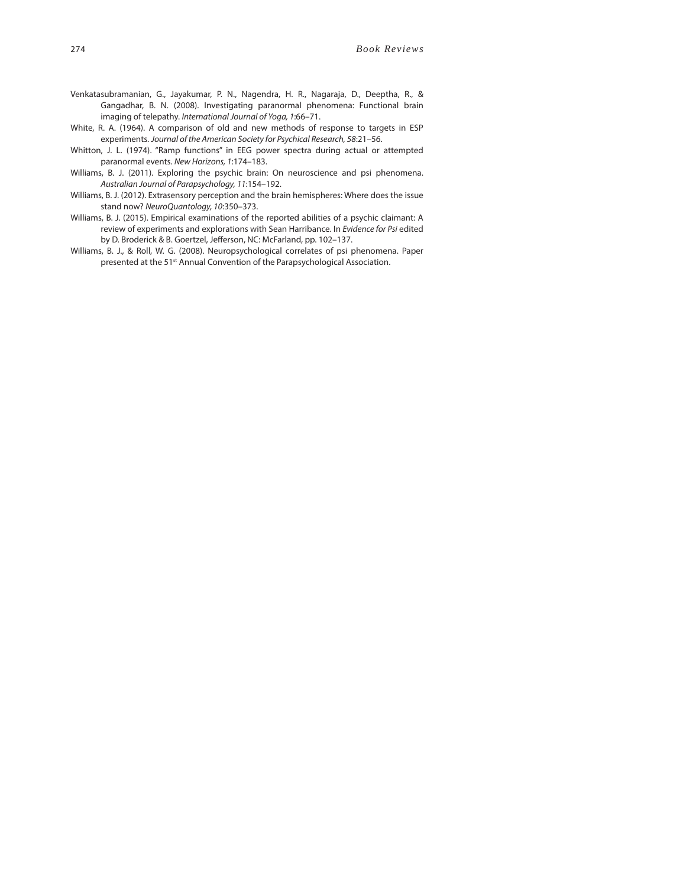Venkatasubramanian, G., Jayakumar, P. N., Nagendra, H. R., Nagaraja, D., Deeptha, R., & Gangadhar, B. N. (2008). Investigating paranormal phenomena: Functional brain imaging of telepathy. *International Journal of Yoga, 1*:66–71.

White, R. A. (1964). A comparison of old and new methods of response to targets in ESP experiments. *Journal of the American Society for Psychical Research, 58*:21–56.

Whitton, J. L. (1974). "Ramp functions" in EEG power spectra during actual or attempted paranormal events. *New Horizons, 1*:174–183.

Williams, B. J. (2011). Exploring the psychic brain: On neuroscience and psi phenomena. *Australian Journal of Parapsychology, 11*:154–192.

Williams, B. J. (2012). Extrasensory perception and the brain hemispheres: Where does the issue stand now? *NeuroQuantology, 10*:350–373.

Williams, B. J. (2015). Empirical examinations of the reported abilities of a psychic claimant: A review of experiments and explorations with Sean Harribance. In *Evidence for Psi* edited by D. Broderick & B. Goertzel, Jefferson, NC: McFarland, pp. 102–137.

Williams, B. J., & Roll, W. G. (2008). Neuropsychological correlates of psi phenomena. Paper presented at the 51st Annual Convention of the Parapsychological Association.